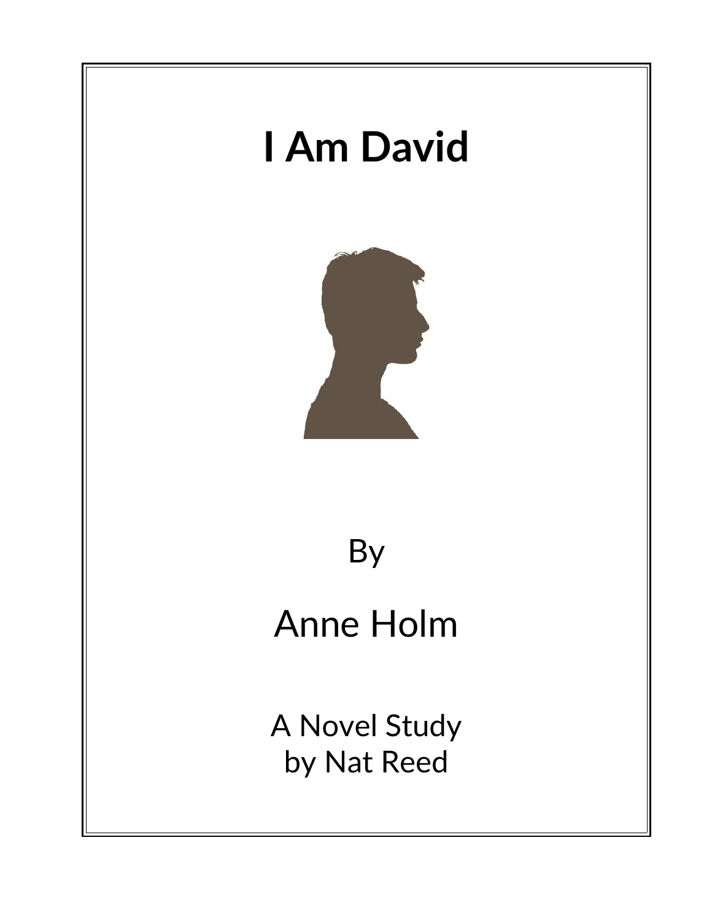# I Am David

By

Anne Holm

A Novel Study
by Nat Reed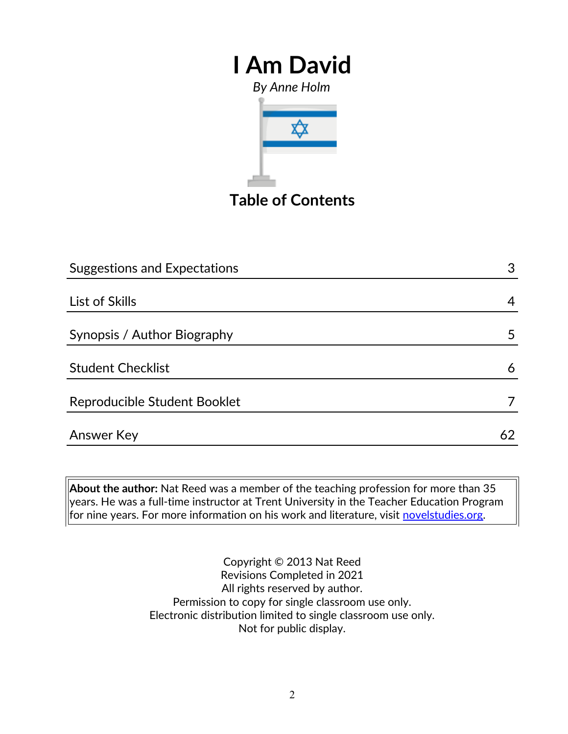# I Am David

*By Anne Holm*

## Table of Contents

| | |
|---|---|
| Suggestions and Expectations | 3 |
| List of Skills | 4 |
| Synopsis / Author Biography | 5 |
| Student Checklist | 6 |
| Reproducible Student Booklet | 7 |
| Answer Key | 62 |

**About the author:** Nat Reed was a member of the teaching profession for more than 35 years. He was a full-time instructor at Trent University in the Teacher Education Program for nine years. For more information on his work and literature, visit novelstudies.org.

Copyright © 2013 Nat Reed
Revisions Completed in 2021
All rights reserved by author.
Permission to copy for single classroom use only.
Electronic distribution limited to single classroom use only.
Not for public display.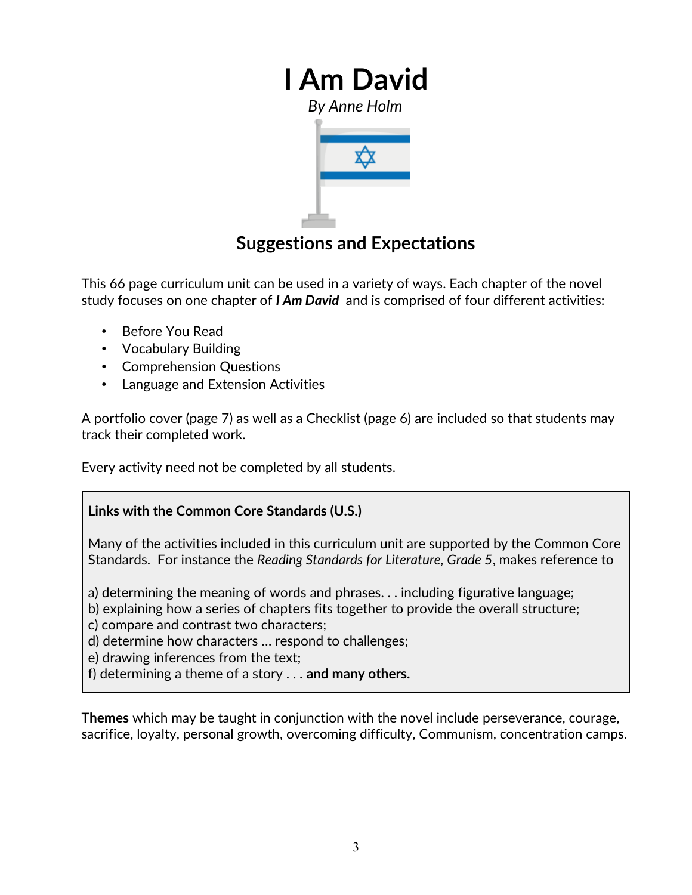# I Am David

*By Anne Holm*

## Suggestions and Expectations

This 66 page curriculum unit can be used in a variety of ways. Each chapter of the novel study focuses on one chapter of ***I Am David*** and is comprised of four different activities:

- Before You Read
- Vocabulary Building
- Comprehension Questions
- Language and Extension Activities

A portfolio cover (page 7) as well as a Checklist (page 6) are included so that students may track their completed work.

Every activity need not be completed by all students.

> **Links with the Common Core Standards (U.S.)**
>
> <u>Many</u> of the activities included in this curriculum unit are supported by the Common Core Standards. For instance the *Reading Standards for Literature, Grade 5*, makes reference to
>
> a) determining the meaning of words and phrases. . . including figurative language;
> b) explaining how a series of chapters fits together to provide the overall structure;
> c) compare and contrast two characters;
> d) determine how characters … respond to challenges;
> e) drawing inferences from the text;
> f) determining a theme of a story . . . **and many others.**

**Themes** which may be taught in conjunction with the novel include perseverance, courage, sacrifice, loyalty, personal growth, overcoming difficulty, Communism, concentration camps.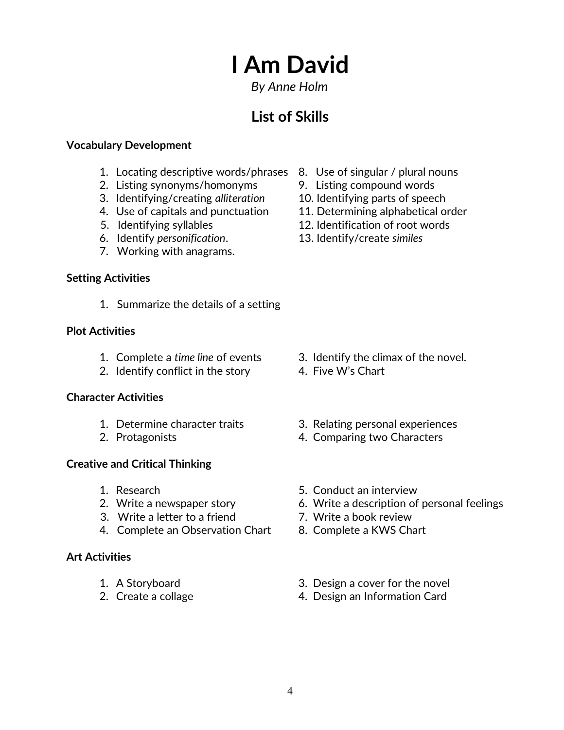# I Am David

*By Anne Holm*

## List of Skills

**Vocabulary Development**

1. Locating descriptive words/phrases
2. Listing synonyms/homonyms
3. Identifying/creating *alliteration*
4. Use of capitals and punctuation
5. Identifying syllables
6. Identify *personification*.
7. Working with anagrams.
8. Use of singular / plural nouns
9. Listing compound words
10. Identifying parts of speech
11. Determining alphabetical order
12. Identification of root words
13. Identify/create *similes*

**Setting Activities**

1. Summarize the details of a setting

**Plot Activities**

1. Complete a *time line* of events
2. Identify conflict in the story
3. Identify the climax of the novel.
4. Five W's Chart

**Character Activities**

1. Determine character traits
2. Protagonists
3. Relating personal experiences
4. Comparing two Characters

**Creative and Critical Thinking**

1. Research
2. Write a newspaper story
3. Write a letter to a friend
4. Complete an Observation Chart
5. Conduct an interview
6. Write a description of personal feelings
7. Write a book review
8. Complete a KWS Chart

**Art Activities**

1. A Storyboard
2. Create a collage
3. Design a cover for the novel
4. Design an Information Card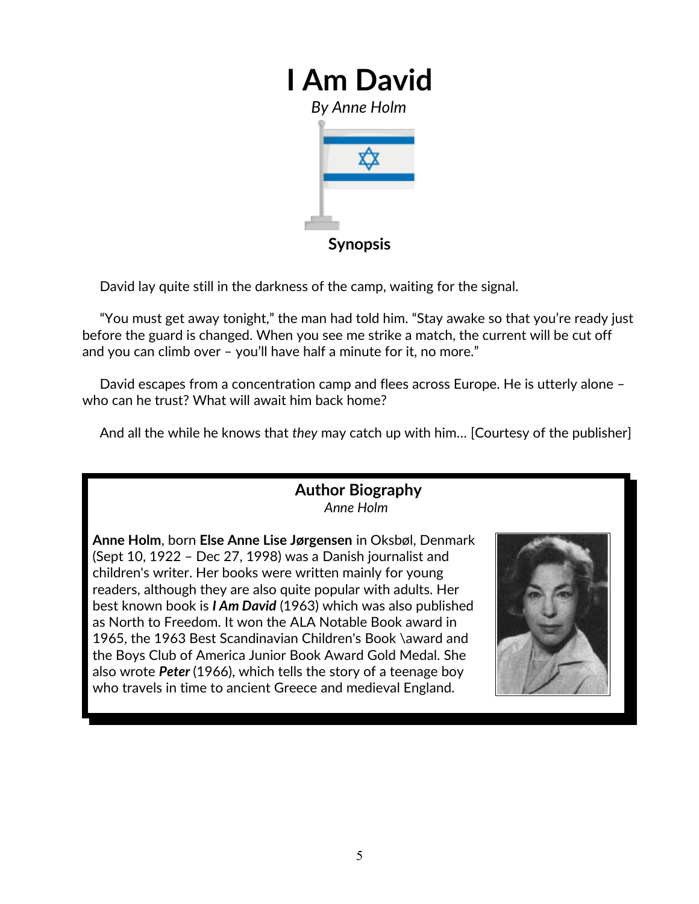# I Am David

*By Anne Holm*

### Synopsis

David lay quite still in the darkness of the camp, waiting for the signal.

"You must get away tonight," the man had told him. "Stay awake so that you're ready just before the guard is changed. When you see me strike a match, the current will be cut off and you can climb over – you'll have half a minute for it, no more."

David escapes from a concentration camp and flees across Europe. He is utterly alone – who can he trust? What will await him back home?

And all the while he knows that *they* may catch up with him… [Courtesy of the publisher]

### Author Biography

*Anne Holm*

**Anne Holm**, born **Else Anne Lise Jørgensen** in Oksbøl, Denmark (Sept 10, 1922 – Dec 27, 1998) was a Danish journalist and children's writer. Her books were written mainly for young readers, although they are also quite popular with adults. Her best known book is ***I Am David*** (1963) which was also published as North to Freedom. It won the ALA Notable Book award in 1965, the 1963 Best Scandinavian Children's Book \award and the Boys Club of America Junior Book Award Gold Medal. She also wrote ***Peter*** (1966), which tells the story of a teenage boy who travels in time to ancient Greece and medieval England.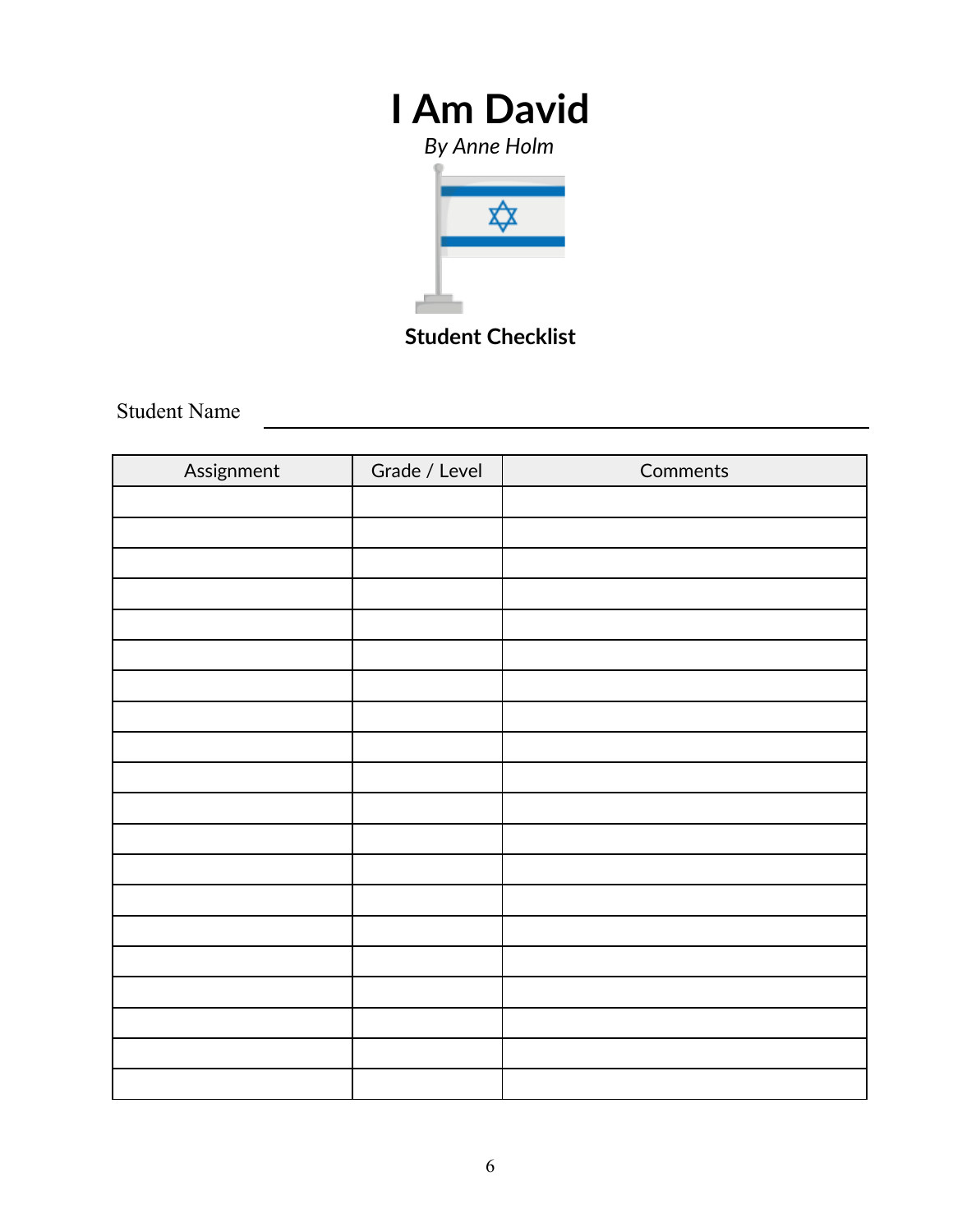# I Am David

*By Anne Holm*

**Student Checklist**

Student Name ____________________________________________

| Assignment | Grade / Level | Comments |
|---|---|---|
| | | |
| | | |
| | | |
| | | |
| | | |
| | | |
| | | |
| | | |
| | | |
| | | |
| | | |
| | | |
| | | |
| | | |
| | | |
| | | |
| | | |
| | | |
| | | |
| | | |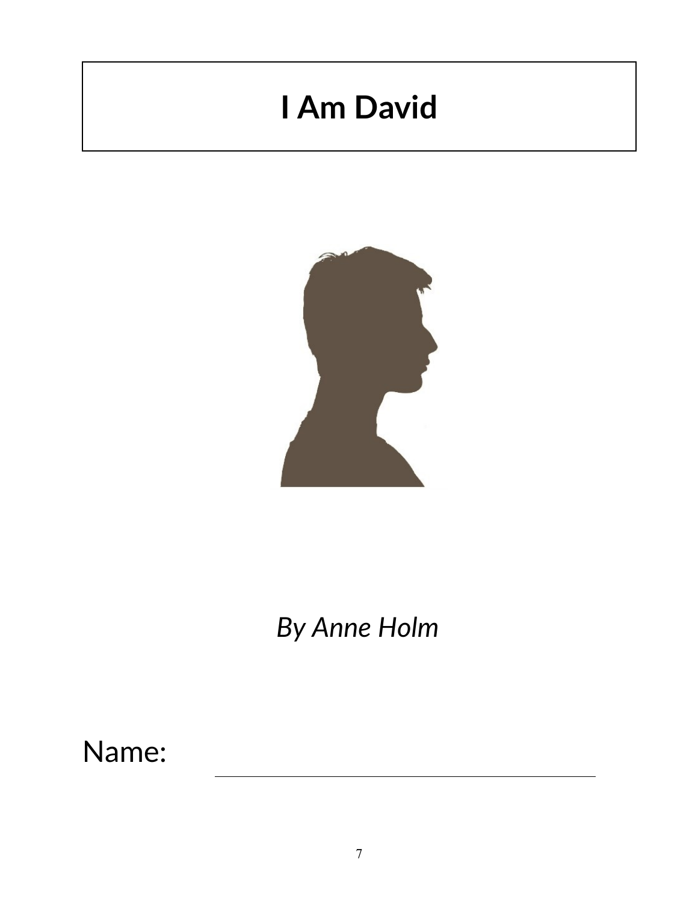# I Am David

*By Anne Holm*

Name: ______________________________________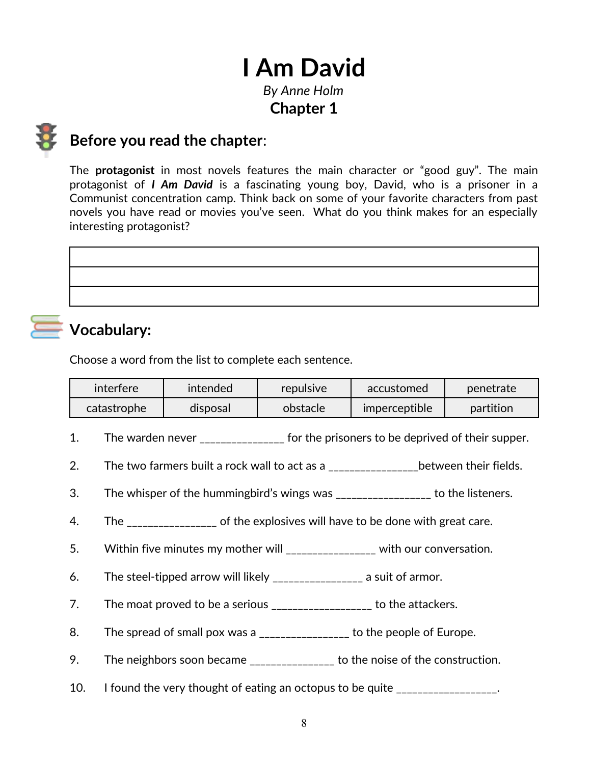# I Am David

*By Anne Holm*

**Chapter 1**

## Before you read the chapter:

The **protagonist** in most novels features the main character or "good guy". The main protagonist of ***I Am David*** is a fascinating young boy, David, who is a prisoner in a Communist concentration camp. Think back on some of your favorite characters from past novels you have read or movies you've seen. What do you think makes for an especially interesting protagonist?

| |
|---|
| |
| |
| |

## Vocabulary:

Choose a word from the list to complete each sentence.

| | | | | |
|---|---|---|---|---|
| interfere | intended | repulsive | accustomed | penetrate |
| catastrophe | disposal | obstacle | imperceptible | partition |

1. The warden never _______________ for the prisoners to be deprived of their supper.
2. The two farmers built a rock wall to act as a ________________between their fields.
3. The whisper of the hummingbird's wings was _________________ to the listeners.
4. The ________________ of the explosives will have to be done with great care.
5. Within five minutes my mother will ________________ with our conversation.
6. The steel-tipped arrow will likely ________________ a suit of armor.
7. The moat proved to be a serious __________________ to the attackers.
8. The spread of small pox was a ________________ to the people of Europe.
9. The neighbors soon became _______________ to the noise of the construction.
10. I found the very thought of eating an octopus to be quite __________________.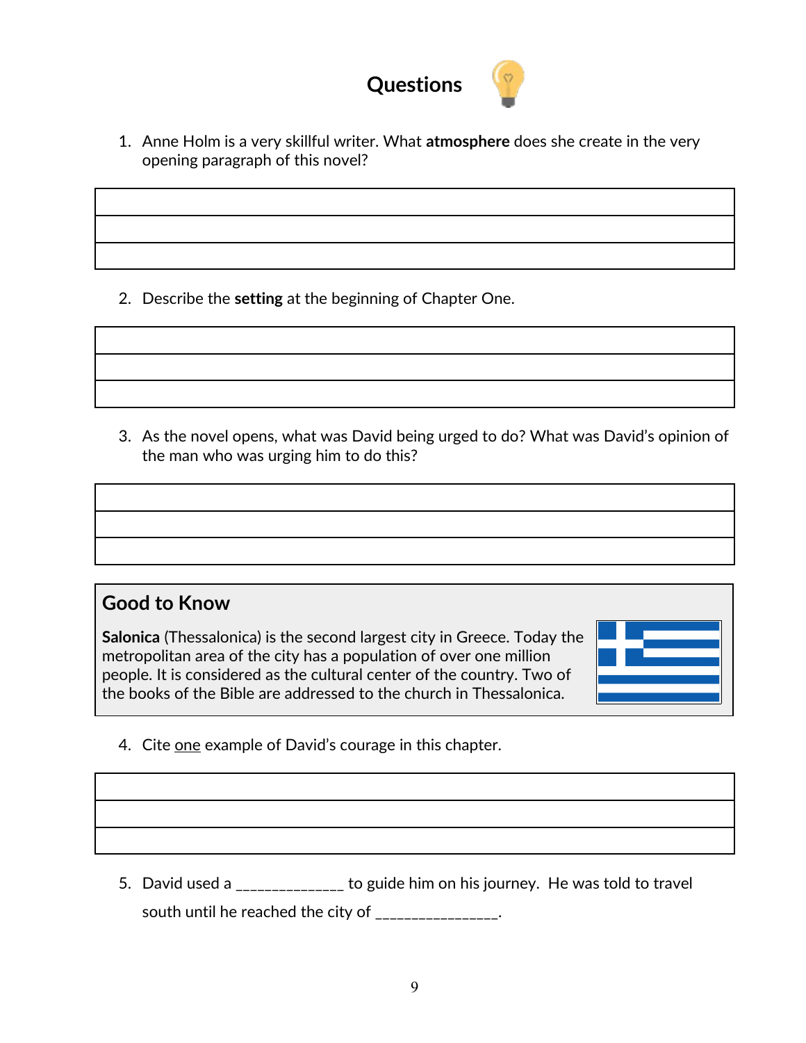# Questions

1. Anne Holm is a very skillful writer. What **atmosphere** does she create in the very opening paragraph of this novel?

2. Describe the **setting** at the beginning of Chapter One.

3. As the novel opens, what was David being urged to do? What was David's opinion of the man who was urging him to do this?

## Good to Know

**Salonica** (Thessalonica) is the second largest city in Greece. Today the metropolitan area of the city has a population of over one million people. It is considered as the cultural center of the country. Two of the books of the Bible are addressed to the church in Thessalonica.

4. Cite one example of David's courage in this chapter.

5. David used a ______________ to guide him on his journey. He was told to travel south until he reached the city of ________________.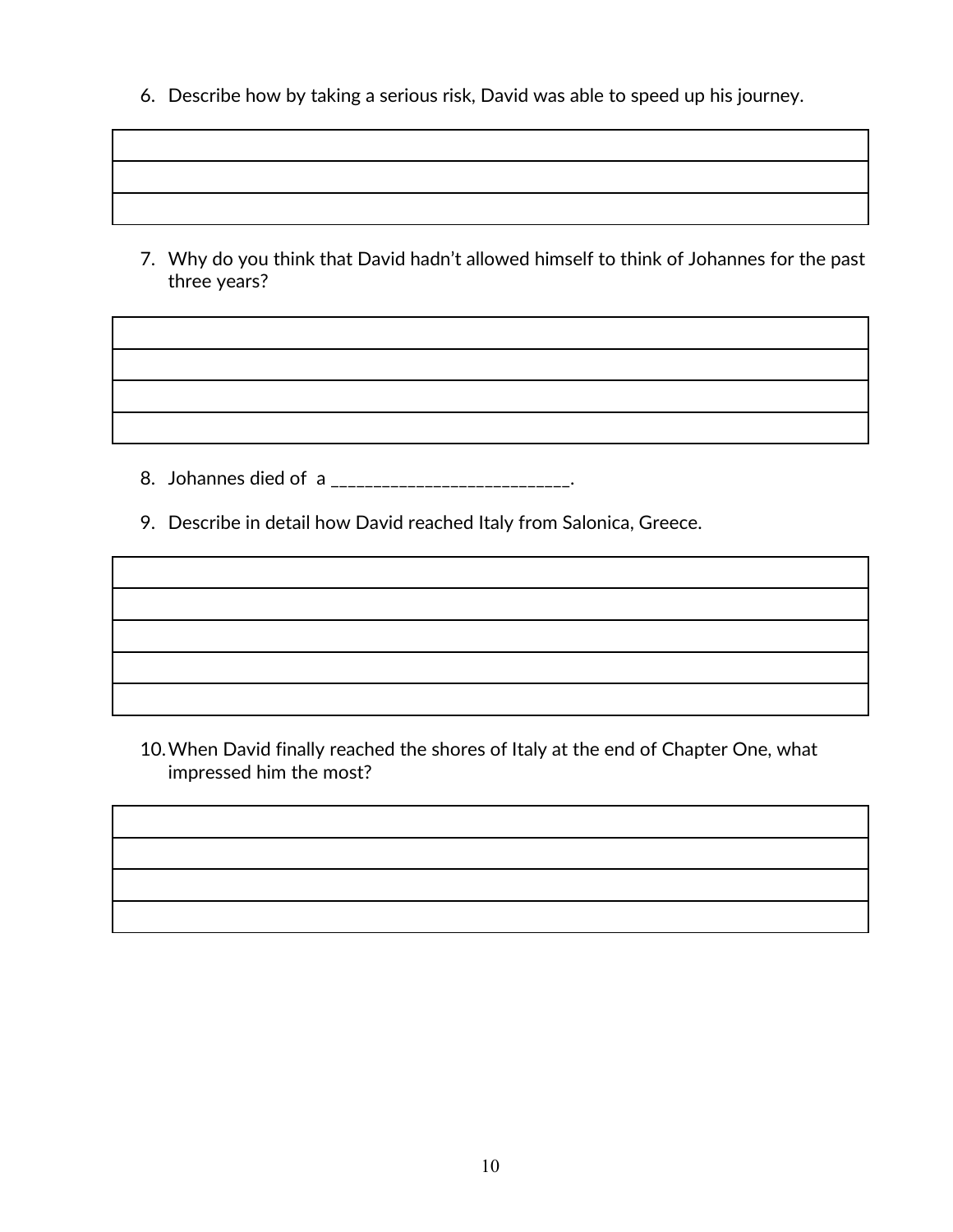6. Describe how by taking a serious risk, David was able to speed up his journey.

|  |
|---|
|  |
|  |

7. Why do you think that David hadn't allowed himself to think of Johannes for the past three years?

|  |
|---|
|  |
|  |
|  |

8. Johannes died of a ___________________________.

9. Describe in detail how David reached Italy from Salonica, Greece.

|  |
|---|
|  |
|  |
|  |
|  |

10. When David finally reached the shores of Italy at the end of Chapter One, what impressed him the most?

|  |
|---|
|  |
|  |
|  |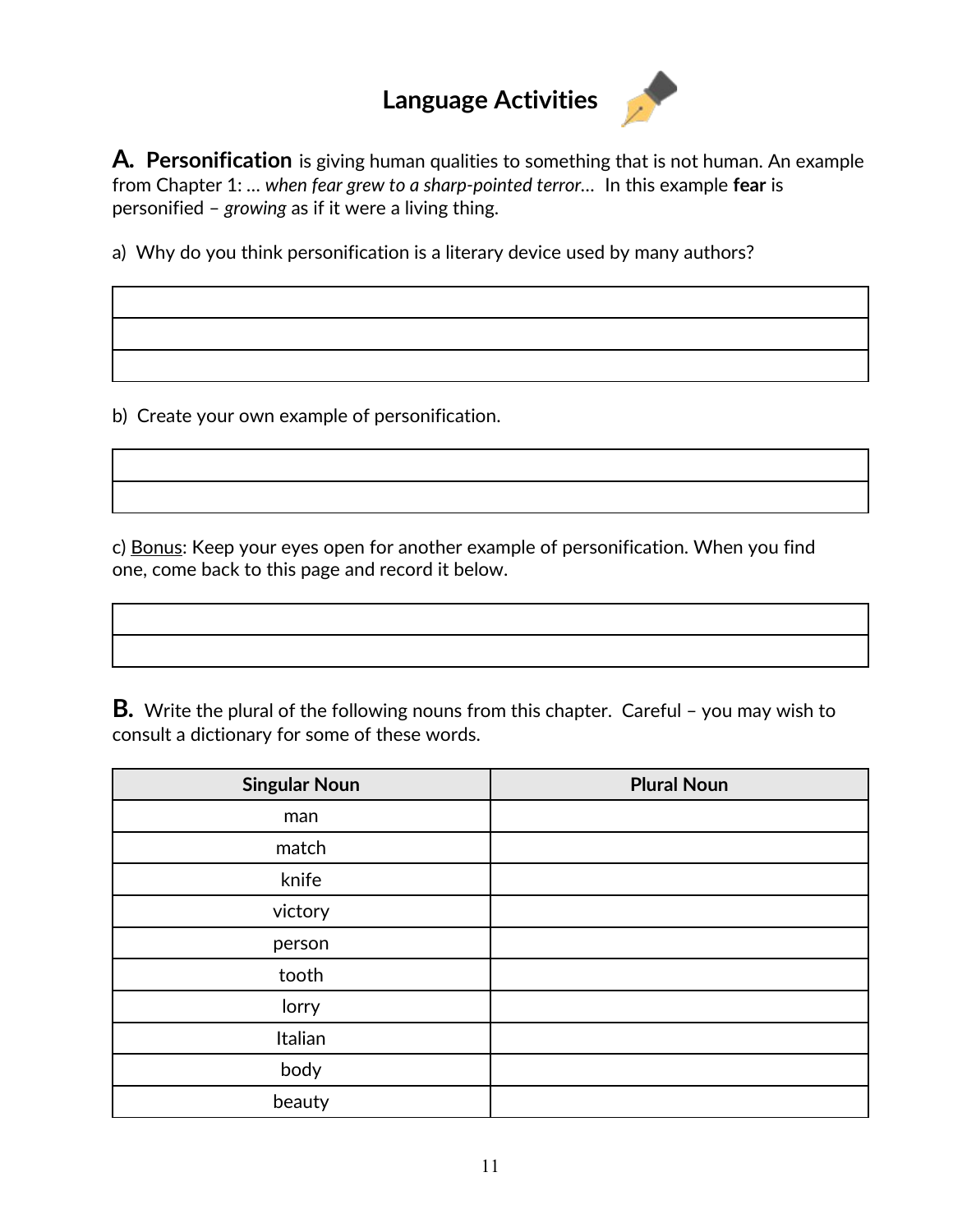# Language Activities

**A. Personification** is giving human qualities to something that is not human. An example from Chapter 1: … *when fear grew to a sharp-pointed terror…* In this example **fear** is personified – *growing* as if it were a living thing.

a) Why do you think personification is a literary device used by many authors?

| |
|---|
| |
| |
| |

b) Create your own example of personification.

| |
|---|
| |
| |

c) Bonus: Keep your eyes open for another example of personification. When you find one, come back to this page and record it below.

| |
|---|
| |
| |

**B.** Write the plural of the following nouns from this chapter. Careful – you may wish to consult a dictionary for some of these words.

| Singular Noun | Plural Noun |
|---|---|
| man | |
| match | |
| knife | |
| victory | |
| person | |
| tooth | |
| lorry | |
| Italian | |
| body | |
| beauty | |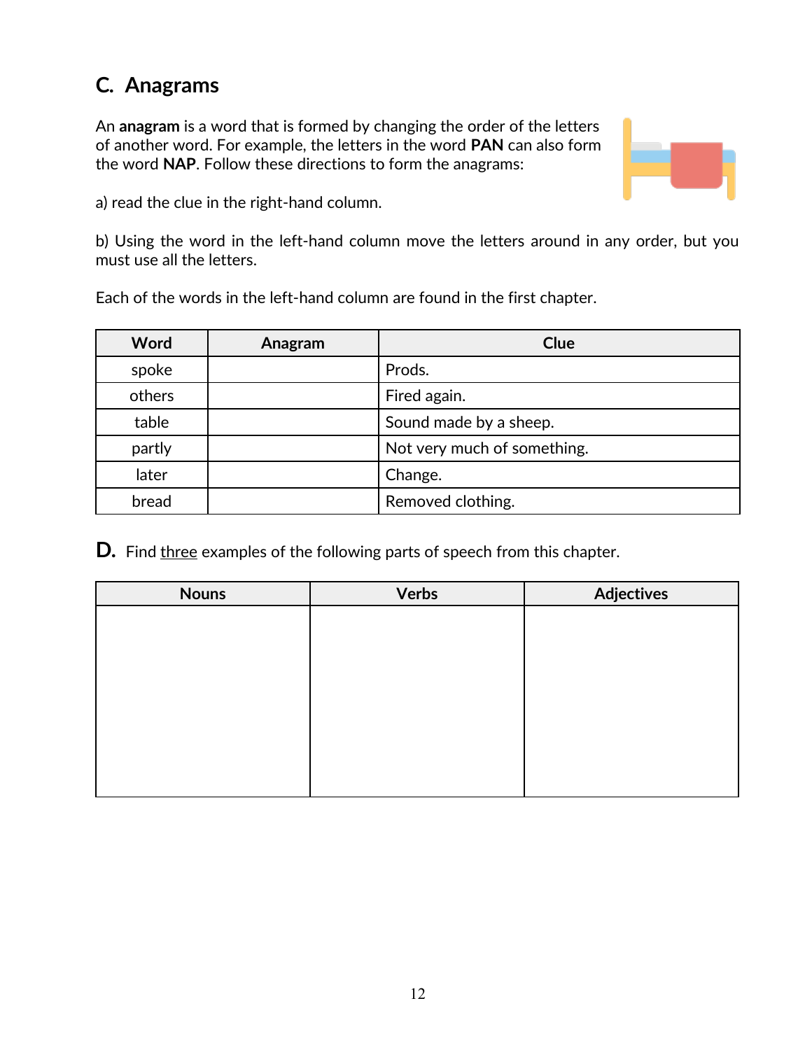## C. Anagrams

An **anagram** is a word that is formed by changing the order of the letters of another word. For example, the letters in the word **PAN** can also form the word **NAP**. Follow these directions to form the anagrams:

a) read the clue in the right-hand column.

b) Using the word in the left-hand column move the letters around in any order, but you must use all the letters.

Each of the words in the left-hand column are found in the first chapter.

| Word | Anagram | Clue |
|---|---|---|
| spoke | | Prods. |
| others | | Fired again. |
| table | | Sound made by a sheep. |
| partly | | Not very much of something. |
| later | | Change. |
| bread | | Removed clothing. |

**D.** Find <u>three</u> examples of the following parts of speech from this chapter.

| Nouns | Verbs | Adjectives |
|---|---|---|
| | | |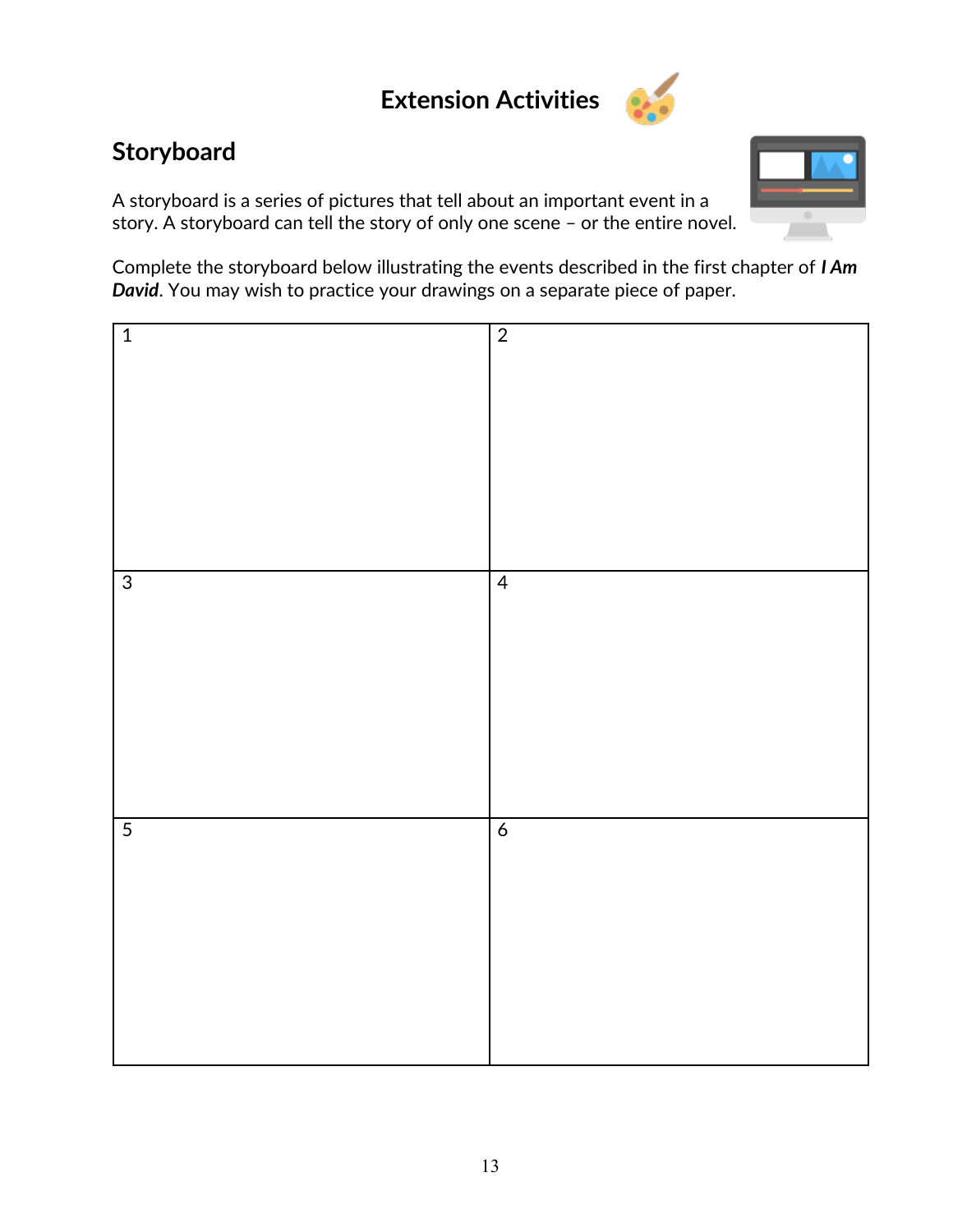# Extension Activities

## Storyboard

A storyboard is a series of pictures that tell about an important event in a story. A storyboard can tell the story of only one scene – or the entire novel.

Complete the storyboard below illustrating the events described in the first chapter of ***I Am David***. You may wish to practice your drawings on a separate piece of paper.

| 1 | 2 |
|---|---|
| 3 | 4 |
| 5 | 6 |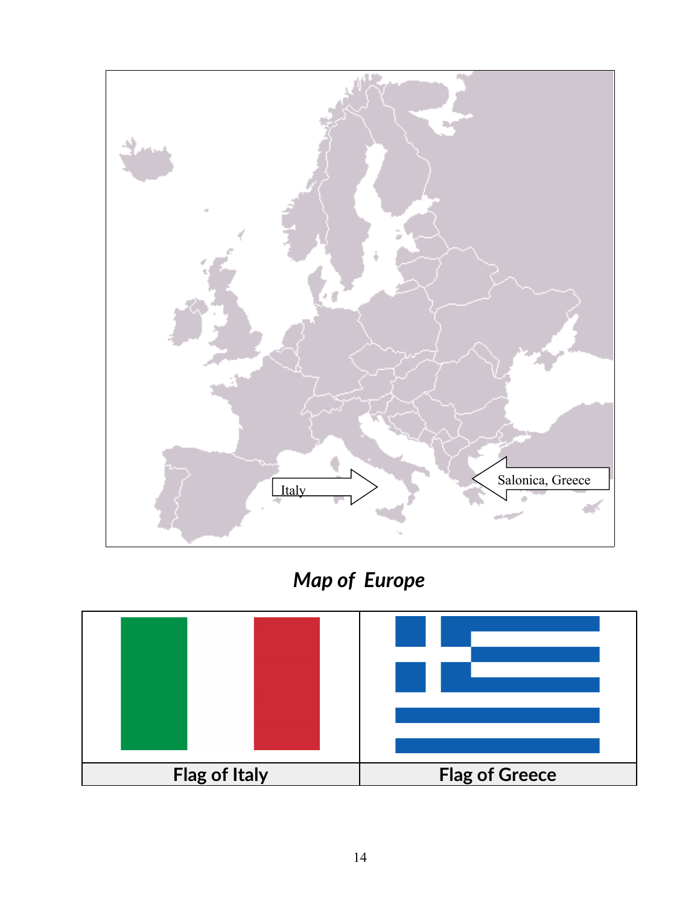Italy

Salonica, Greece

***Map of Europe***

| Flag of Italy | Flag of Greece |
|---|---|